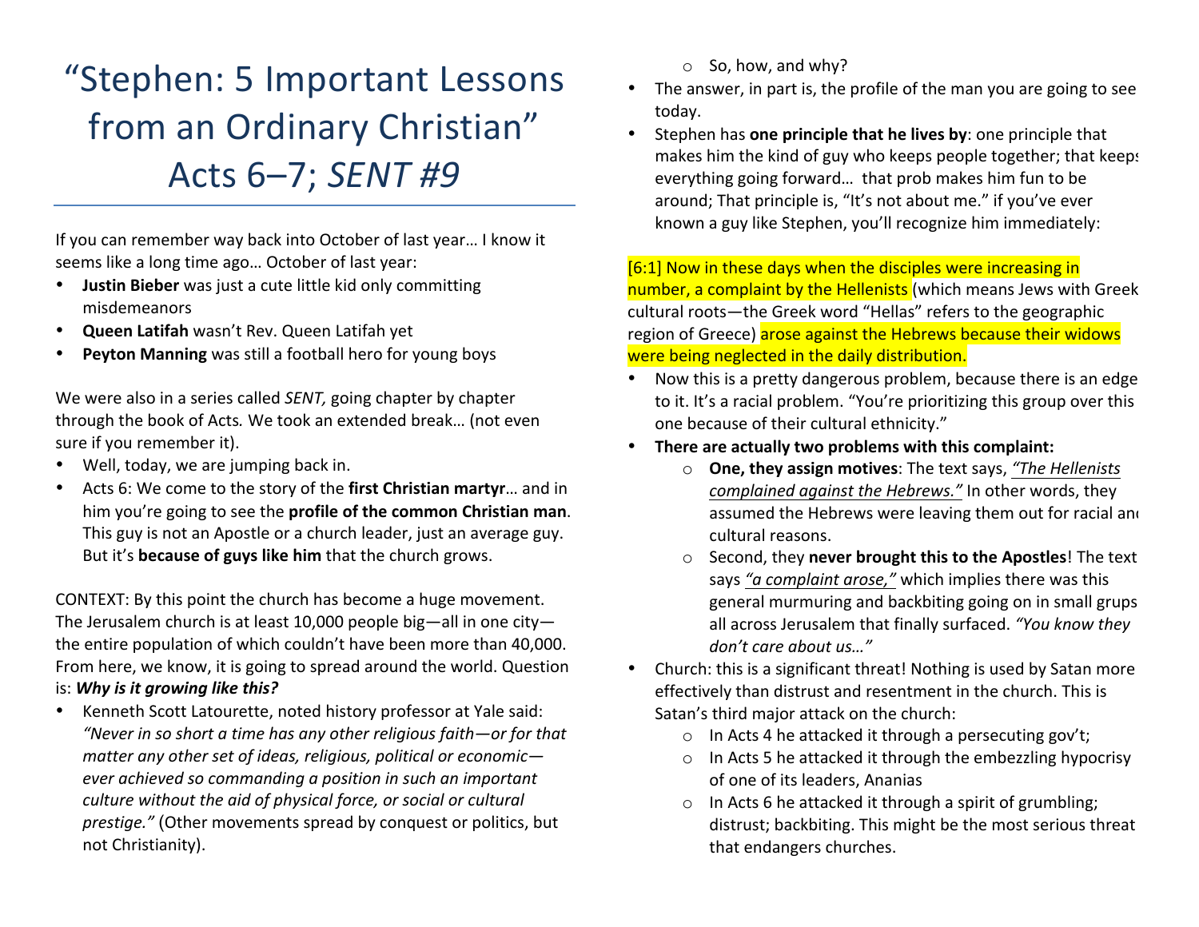# "Stephen: 5 Important Lessons from an Ordinary Christian" Acts 6–7; *SENT #9*

If you can remember way back into October of last year… I know it seems like a long time ago… October of last year:

- **Justin Bieber** was just a cute little kid only committing misdemeanors
- **Queen Latifah** wasn't Rev. Queen Latifah yet
- **Peyton Manning** was still a football hero for young boys

We were also in a series called *SENT,* going chapter by chapter through the book of Acts*.* We took an extended break… (not even sure if you remember it).

- Well, today, we are jumping back in.
- Acts 6: We come to the story of the **first Christian martyr**… and in him you're going to see the **profile of the common Christian man**. This guy is not an Apostle or a church leader, just an average guy. But it's **because of guys like him** that the church grows.

CONTEXT: By this point the church has become a huge movement. The Jerusalem church is at least 10,000 people big—all in one city—the entire population of which couldn't have been more than 40,000. From here, we know, it is going to spread around the world. Question is: ***Why is it growing like this?***

- Kenneth Scott Latourette, noted history professor at Yale said: *"Never in so short a time has any other religious faith—or for that matter any other set of ideas, religious, political or economic—ever achieved so commanding a position in such an important culture without the aid of physical force, or social or cultural prestige."* (Other movements spread by conquest or politics, but not Christianity).
  - So, how, and why?
- The answer, in part is, the profile of the man you are going to see today.
- Stephen has **one principle that he lives by**: one principle that makes him the kind of guy who keeps people together; that keeps everything going forward… that prob makes him fun to be around; That principle is, "It's not about me." if you've ever known a guy like Stephen, you'll recognize him immediately:

[6:1] Now in these days when the disciples were increasing in number, a complaint by the Hellenists (which means Jews with Greek cultural roots—the Greek word "Hellas" refers to the geographic region of Greece) arose against the Hebrews because their widows were being neglected in the daily distribution.

- Now this is a pretty dangerous problem, because there is an edge to it. It's a racial problem. "You're prioritizing this group over this one because of their cultural ethnicity."
- **There are actually two problems with this complaint:**
  - **One, they assign motives**: The text says, <u>*"The Hellenists complained against the Hebrews."*</u> In other words, they assumed the Hebrews were leaving them out for racial and cultural reasons.
  - Second, they **never brought this to the Apostles**! The text says <u>*"a complaint arose,"*</u> which implies there was this general murmuring and backbiting going on in small grups all across Jerusalem that finally surfaced. *"You know they don't care about us…"*
- Church: this is a significant threat! Nothing is used by Satan more effectively than distrust and resentment in the church. This is Satan's third major attack on the church:
  - In Acts 4 he attacked it through a persecuting gov't;
  - In Acts 5 he attacked it through the embezzling hypocrisy of one of its leaders, Ananias
  - In Acts 6 he attacked it through a spirit of grumbling; distrust; backbiting. This might be the most serious threat that endangers churches.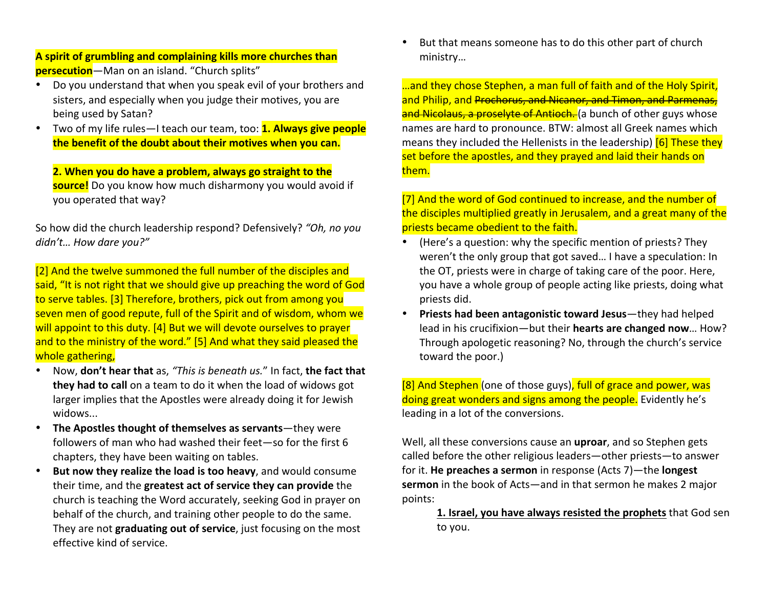**A spirit of grumbling and complaining kills more churches than persecution**—Man on an island. "Church splits"

- Do you understand that when you speak evil of your brothers and sisters, and especially when you judge their motives, you are being used by Satan?
- Two of my life rules—I teach our team, too: **1. Always give people the benefit of the doubt about their motives when you can.**

  **2. When you do have a problem, always go straight to the source!** Do you know how much disharmony you would avoid if you operated that way?

So how did the church leadership respond? Defensively? *"Oh, no you didn't… How dare you?"*

[2] And the twelve summoned the full number of the disciples and said, "It is not right that we should give up preaching the word of God to serve tables. [3] Therefore, brothers, pick out from among you seven men of good repute, full of the Spirit and of wisdom, whom we will appoint to this duty. [4] But we will devote ourselves to prayer and to the ministry of the word." [5] And what they said pleased the whole gathering,

- Now, **don't hear that** as, *"This is beneath us."* In fact, **the fact that they had to call** on a team to do it when the load of widows got larger implies that the Apostles were already doing it for Jewish widows...
- **The Apostles thought of themselves as servants**—they were followers of man who had washed their feet—so for the first 6 chapters, they have been waiting on tables.
- **But now they realize the load is too heavy**, and would consume their time, and the **greatest act of service they can provide** the church is teaching the Word accurately, seeking God in prayer on behalf of the church, and training other people to do the same. They are not **graduating out of service**, just focusing on the most effective kind of service.
- But that means someone has to do this other part of church ministry…

…and they chose Stephen, a man full of faith and of the Holy Spirit, and Philip, and ~~Prochorus, and Nicanor, and Timon, and Parmenas, and Nicolaus, a proselyte of Antioch.~~ (a bunch of other guys whose names are hard to pronounce. BTW: almost all Greek names which means they included the Hellenists in the leadership) [6] These they set before the apostles, and they prayed and laid their hands on them.

[7] And the word of God continued to increase, and the number of the disciples multiplied greatly in Jerusalem, and a great many of the priests became obedient to the faith.

- (Here's a question: why the specific mention of priests? They weren't the only group that got saved… I have a speculation: In the OT, priests were in charge of taking care of the poor. Here, you have a whole group of people acting like priests, doing what priests did.
- **Priests had been antagonistic toward Jesus**—they had helped lead in his crucifixion—but their **hearts are changed now**… How? Through apologetic reasoning? No, through the church's service toward the poor.)

[8] And Stephen (one of those guys), full of grace and power, was doing great wonders and signs among the people. Evidently he's leading in a lot of the conversions.

Well, all these conversions cause an **uproar**, and so Stephen gets called before the other religious leaders—other priests—to answer for it. **He preaches a sermon** in response (Acts 7)—the **longest sermon** in the book of Acts—and in that sermon he makes 2 major points:

> **<u>1. Israel, you have always resisted the prophets</u>** that God sen to you.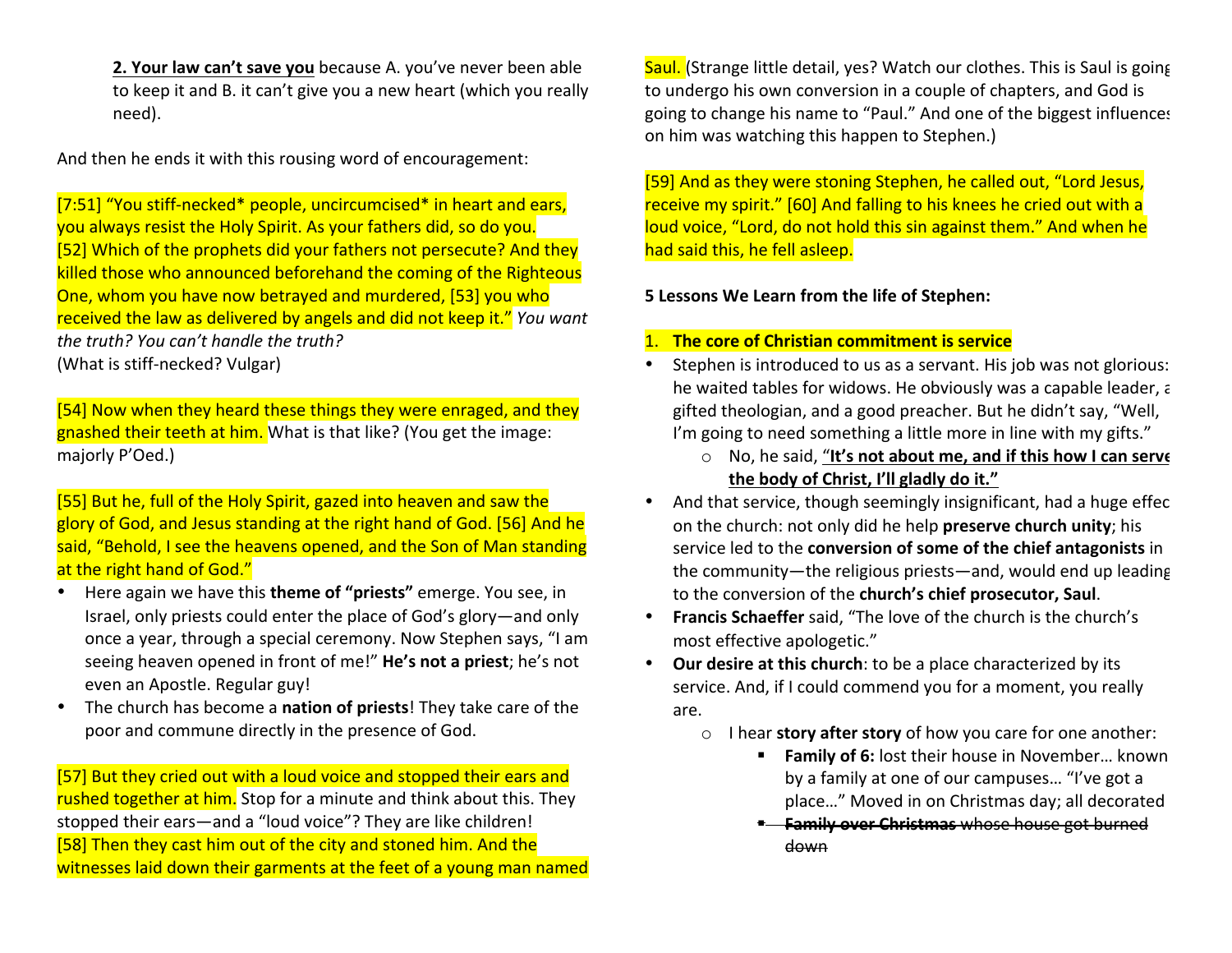**2. Your law can't save you** because A. you've never been able to keep it and B. it can't give you a new heart (which you really need).

And then he ends it with this rousing word of encouragement:

[7:51] "You stiff-necked* people, uncircumcised* in heart and ears, you always resist the Holy Spirit. As your fathers did, so do you. [52] Which of the prophets did your fathers not persecute? And they killed those who announced beforehand the coming of the Righteous One, whom you have now betrayed and murdered, [53] you who received the law as delivered by angels and did not keep it." *You want the truth? You can't handle the truth?*
(What is stiff-necked? Vulgar)

[54] Now when they heard these things they were enraged, and they gnashed their teeth at him. What is that like? (You get the image: majorly P'Oed.)

[55] But he, full of the Holy Spirit, gazed into heaven and saw the glory of God, and Jesus standing at the right hand of God. [56] And he said, "Behold, I see the heavens opened, and the Son of Man standing at the right hand of God."

- Here again we have this **theme of "priests"** emerge. You see, in Israel, only priests could enter the place of God's glory—and only once a year, through a special ceremony. Now Stephen says, "I am seeing heaven opened in front of me!" **He's not a priest**; he's not even an Apostle. Regular guy!
- The church has become a **nation of priests**! They take care of the poor and commune directly in the presence of God.

[57] But they cried out with a loud voice and stopped their ears and rushed together at him. Stop for a minute and think about this. They stopped their ears—and a "loud voice"? They are like children! [58] Then they cast him out of the city and stoned him. And the witnesses laid down their garments at the feet of a young man named Saul. (Strange little detail, yes? Watch our clothes. This is Saul is going to undergo his own conversion in a couple of chapters, and God is going to change his name to "Paul." And one of the biggest influences on him was watching this happen to Stephen.)

[59] And as they were stoning Stephen, he called out, "Lord Jesus, receive my spirit." [60] And falling to his knees he cried out with a loud voice, "Lord, do not hold this sin against them." And when he had said this, he fell asleep.

**5 Lessons We Learn from the life of Stephen:**

1. **The core of Christian commitment is service**

- Stephen is introduced to us as a servant. His job was not glorious: he waited tables for widows. He obviously was a capable leader, a gifted theologian, and a good preacher. But he didn't say, "Well, I'm going to need something a little more in line with my gifts."
  - No, he said, **"It's not about me, and if this how I can serve the body of Christ, I'll gladly do it."**
- And that service, though seemingly insignificant, had a huge effect on the church: not only did he help **preserve church unity**; his service led to the **conversion of some of the chief antagonists** in the community—the religious priests—and, would end up leading to the conversion of the **church's chief prosecutor, Saul**.
- **Francis Schaeffer** said, "The love of the church is the church's most effective apologetic."
- **Our desire at this church**: to be a place characterized by its service. And, if I could commend you for a moment, you really are.
  - I hear **story after story** of how you care for one another:
    - **Family of 6:** lost their house in November… known by a family at one of our campuses… "I've got a place…" Moved in on Christmas day; all decorated
    - ~~**Family over Christmas** whose house got burned down~~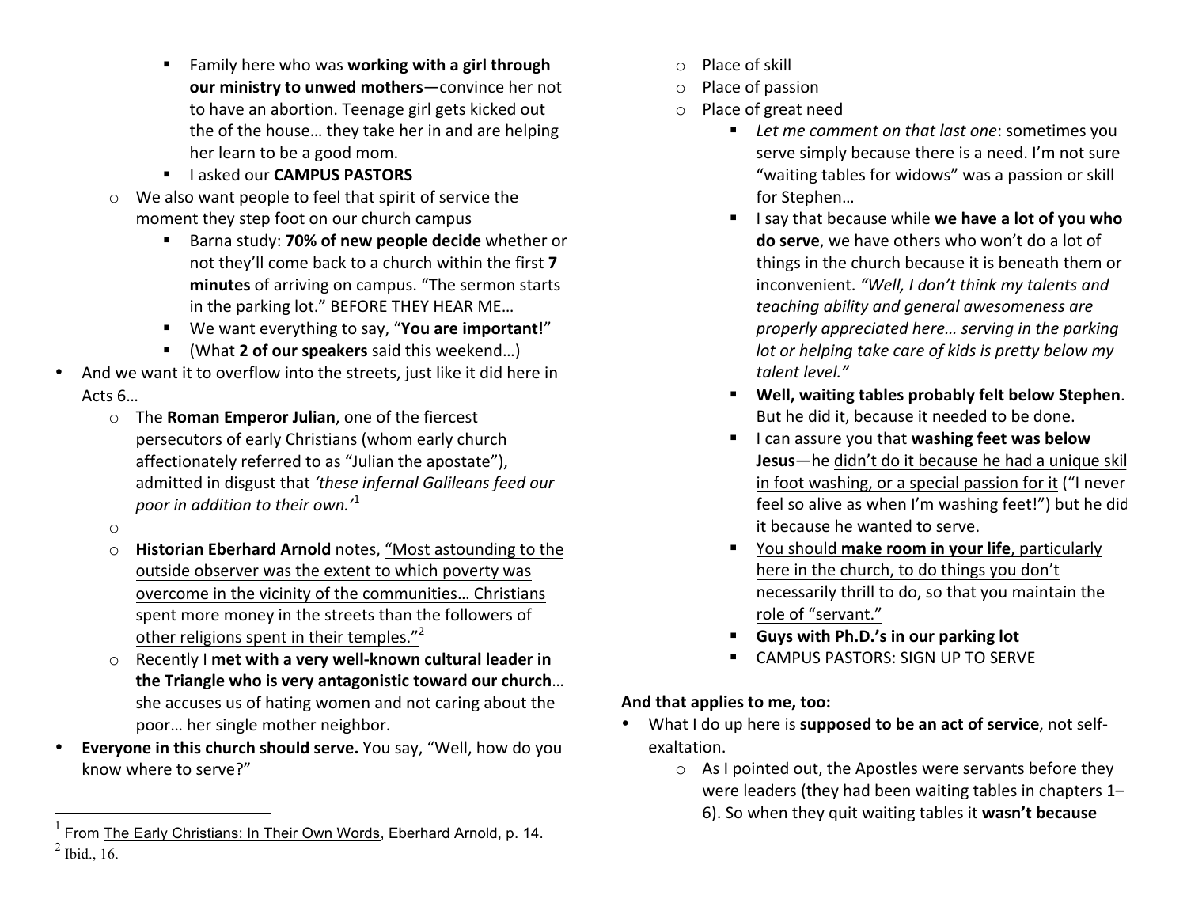- Family here who was **working with a girl through our ministry to unwed mothers**—convince her not to have an abortion. Teenage girl gets kicked out the of the house… they take her in and are helping her learn to be a good mom.
    - I asked our **CAMPUS PASTORS**
  - We also want people to feel that spirit of service the moment they step foot on our church campus
    - Barna study: **70% of new people decide** whether or not they'll come back to a church within the first **7 minutes** of arriving on campus. "The sermon starts in the parking lot." BEFORE THEY HEAR ME…
    - We want everything to say, "**You are important**!"
    - (What **2 of our speakers** said this weekend…)
- And we want it to overflow into the streets, just like it did here in Acts 6…
  - The **Roman Emperor Julian**, one of the fiercest persecutors of early Christians (whom early church affectionately referred to as "Julian the apostate"), admitted in disgust that *'these infernal Galileans feed our poor in addition to their own.'*[1]
  - 
  - **Historian Eberhard Arnold** notes, <u>"Most astounding to the outside observer was the extent to which poverty was overcome in the vicinity of the communities… Christians spent more money in the streets than the followers of other religions spent in their temples."</u>[2]
  - Recently I **met with a very well-known cultural leader in the Triangle who is very antagonistic toward our church**… she accuses us of hating women and not caring about the poor… her single mother neighbor.
- **Everyone in this church should serve.** You say, "Well, how do you know where to serve?"
  - Place of skill
  - Place of passion
  - Place of great need
    - *Let me comment on that last one*: sometimes you serve simply because there is a need. I'm not sure "waiting tables for widows" was a passion or skill for Stephen…
    - I say that because while **we have a lot of you who do serve**, we have others who won't do a lot of things in the church because it is beneath them or inconvenient. *"Well, I don't think my talents and teaching ability and general awesomeness are properly appreciated here… serving in the parking lot or helping take care of kids is pretty below my talent level."*
    - **Well, waiting tables probably felt below Stephen**. But he did it, because it needed to be done.
    - I can assure you that **washing feet was below Jesus**—he <u>didn't do it because he had a unique skil in foot washing, or a special passion for it</u> ("I never feel so alive as when I'm washing feet!") but he did it because he wanted to serve.
    - <u>You should **make room in your life**, particularly here in the church, to do things you don't necessarily thrill to do, so that you maintain the role of "servant."</u>
    - **Guys with Ph.D.'s in our parking lot**
    - CAMPUS PASTORS: SIGN UP TO SERVE

**And that applies to me, too:**

- What I do up here is **supposed to be an act of service**, not self-exaltation.
  - As I pointed out, the Apostles were servants before they were leaders (they had been waiting tables in chapters 1–6). So when they quit waiting tables it **wasn't because**

---

[1] From <u>The Early Christians: In Their Own Words</u>, Eberhard Arnold, p. 14.

[2] Ibid., 16.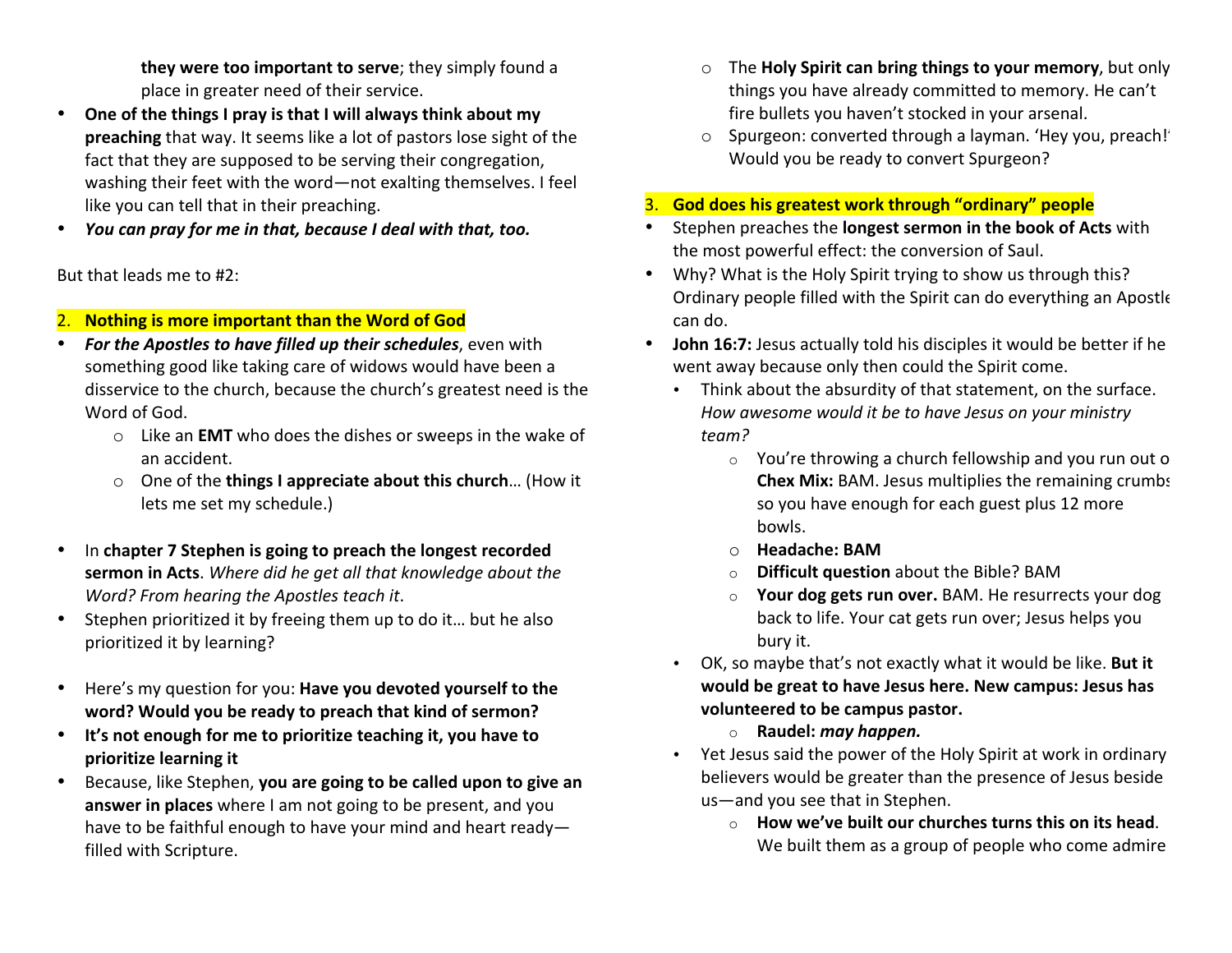**they were too important to serve**; they simply found a place in greater need of their service.

- **One of the things I pray is that I will always think about my preaching** that way. It seems like a lot of pastors lose sight of the fact that they are supposed to be serving their congregation, washing their feet with the word—not exalting themselves. I feel like you can tell that in their preaching.
- ***You can pray for me in that, because I deal with that, too.***

But that leads me to #2:

## 2. Nothing is more important than the Word of God

- ***For the Apostles to have filled up their schedules***, even with something good like taking care of widows would have been a disservice to the church, because the church's greatest need is the Word of God.
    - Like an **EMT** who does the dishes or sweeps in the wake of an accident.
    - One of the **things I appreciate about this church**… (How it lets me set my schedule.)
- In **chapter 7 Stephen is going to preach the longest recorded sermon in Acts**. *Where did he get all that knowledge about the Word? From hearing the Apostles teach it*.
- Stephen prioritized it by freeing them up to do it… but he also prioritized it by learning?
- Here's my question for you: **Have you devoted yourself to the word? Would you be ready to preach that kind of sermon?**
- **It's not enough for me to prioritize teaching it, you have to prioritize learning it**
- Because, like Stephen, **you are going to be called upon to give an answer in places** where I am not going to be present, and you have to be faithful enough to have your mind and heart ready—filled with Scripture.
    - The **Holy Spirit can bring things to your memory**, but only things you have already committed to memory. He can't fire bullets you haven't stocked in your arsenal.
    - Spurgeon: converted through a layman. 'Hey you, preach!' Would you be ready to convert Spurgeon?

## 3. God does his greatest work through "ordinary" people

- Stephen preaches the **longest sermon in the book of Acts** with the most powerful effect: the conversion of Saul.
- Why? What is the Holy Spirit trying to show us through this? Ordinary people filled with the Spirit can do everything an Apostle can do.
- **John 16:7:** Jesus actually told his disciples it would be better if he went away because only then could the Spirit come.
    - Think about the absurdity of that statement, on the surface. *How awesome would it be to have Jesus on your ministry team?*
        - You're throwing a church fellowship and you run out of **Chex Mix:** BAM. Jesus multiplies the remaining crumbs so you have enough for each guest plus 12 more bowls.
        - **Headache: BAM**
        - **Difficult question** about the Bible? BAM
        - **Your dog gets run over.** BAM. He resurrects your dog back to life. Your cat gets run over; Jesus helps you bury it.
    - OK, so maybe that's not exactly what it would be like. **But it would be great to have Jesus here. New campus: Jesus has volunteered to be campus pastor.**
        - **Raudel:** ***may happen.***
    - Yet Jesus said the power of the Holy Spirit at work in ordinary believers would be greater than the presence of Jesus beside us—and you see that in Stephen.
        - **How we've built our churches turns this on its head**. We built them as a group of people who come admire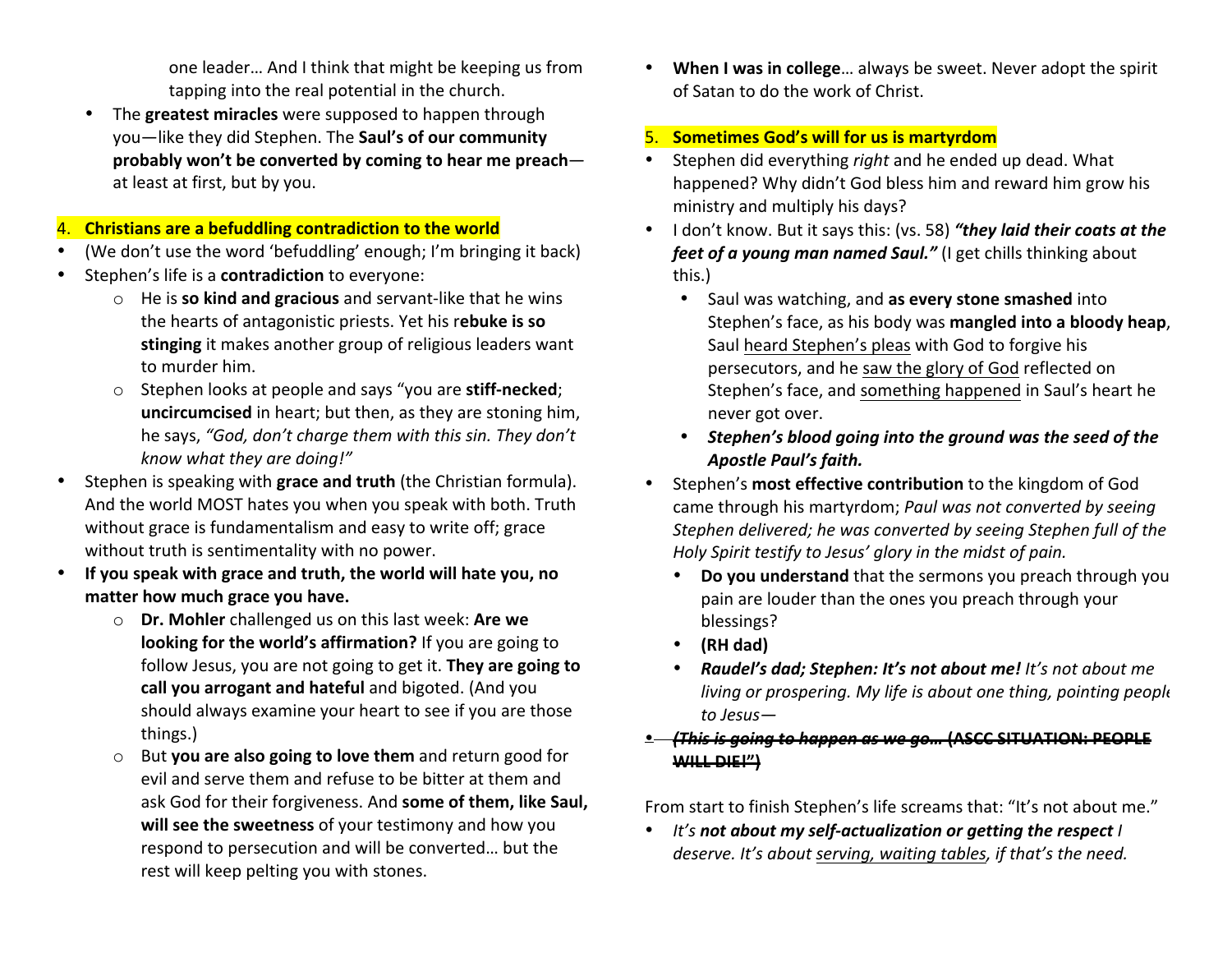one leader… And I think that might be keeping us from tapping into the real potential in the church.

- The **greatest miracles** were supposed to happen through you—like they did Stephen. The **Saul's of our community probably won't be converted by coming to hear me preach**—at least at first, but by you.

## 4. Christians are a befuddling contradiction to the world

- (We don't use the word 'befuddling' enough; I'm bringing it back)
- Stephen's life is a **contradiction** to everyone:
  - He is **so kind and gracious** and servant-like that he wins the hearts of antagonistic priests. Yet his r**ebuke is so stinging** it makes another group of religious leaders want to murder him.
  - Stephen looks at people and says "you are **stiff-necked**; **uncircumcised** in heart; but then, as they are stoning him, he says, *"God, don't charge them with this sin. They don't know what they are doing!"*
- Stephen is speaking with **grace and truth** (the Christian formula). And the world MOST hates you when you speak with both. Truth without grace is fundamentalism and easy to write off; grace without truth is sentimentality with no power.
- **If you speak with grace and truth, the world will hate you, no matter how much grace you have.**
  - **Dr. Mohler** challenged us on this last week: **Are we looking for the world's affirmation?** If you are going to follow Jesus, you are not going to get it. **They are going to call you arrogant and hateful** and bigoted. (And you should always examine your heart to see if you are those things.)
  - But **you are also going to love them** and return good for evil and serve them and refuse to be bitter at them and ask God for their forgiveness. And **some of them, like Saul, will see the sweetness** of your testimony and how you respond to persecution and will be converted… but the rest will keep pelting you with stones.
- **When I was in college**… always be sweet. Never adopt the spirit of Satan to do the work of Christ.

## 5. Sometimes God's will for us is martyrdom

- Stephen did everything *right* and he ended up dead. What happened? Why didn't God bless him and reward him grow his ministry and multiply his days?
- I don't know. But it says this: (vs. 58) ***"they laid their coats at the feet of a young man named Saul."*** (I get chills thinking about this.)
  - Saul was watching, and **as every stone smashed** into Stephen's face, as his body was **mangled into a bloody heap**, Saul heard Stephen's pleas with God to forgive his persecutors, and he saw the glory of God reflected on Stephen's face, and something happened in Saul's heart he never got over.
  - ***Stephen's blood going into the ground was the seed of the Apostle Paul's faith.***
- Stephen's **most effective contribution** to the kingdom of God came through his martyrdom; *Paul was not converted by seeing Stephen delivered; he was converted by seeing Stephen full of the Holy Spirit testify to Jesus' glory in the midst of pain.*
  - **Do you understand** that the sermons you preach through you pain are louder than the ones you preach through your blessings?
  - **(RH dad)**
  - ***Raudel's dad; Stephen: It's not about me!*** *It's not about me living or prospering. My life is about one thing, pointing people to Jesus—*
- ~~***(This is going to happen as we go… (ASCC SITUATION: PEOPLE WILL DIE!")***~~

From start to finish Stephen's life screams that: "It's not about me."

- *It's **not about my self-actualization or getting the respect** I deserve. It's about serving, waiting tables, if that's the need.*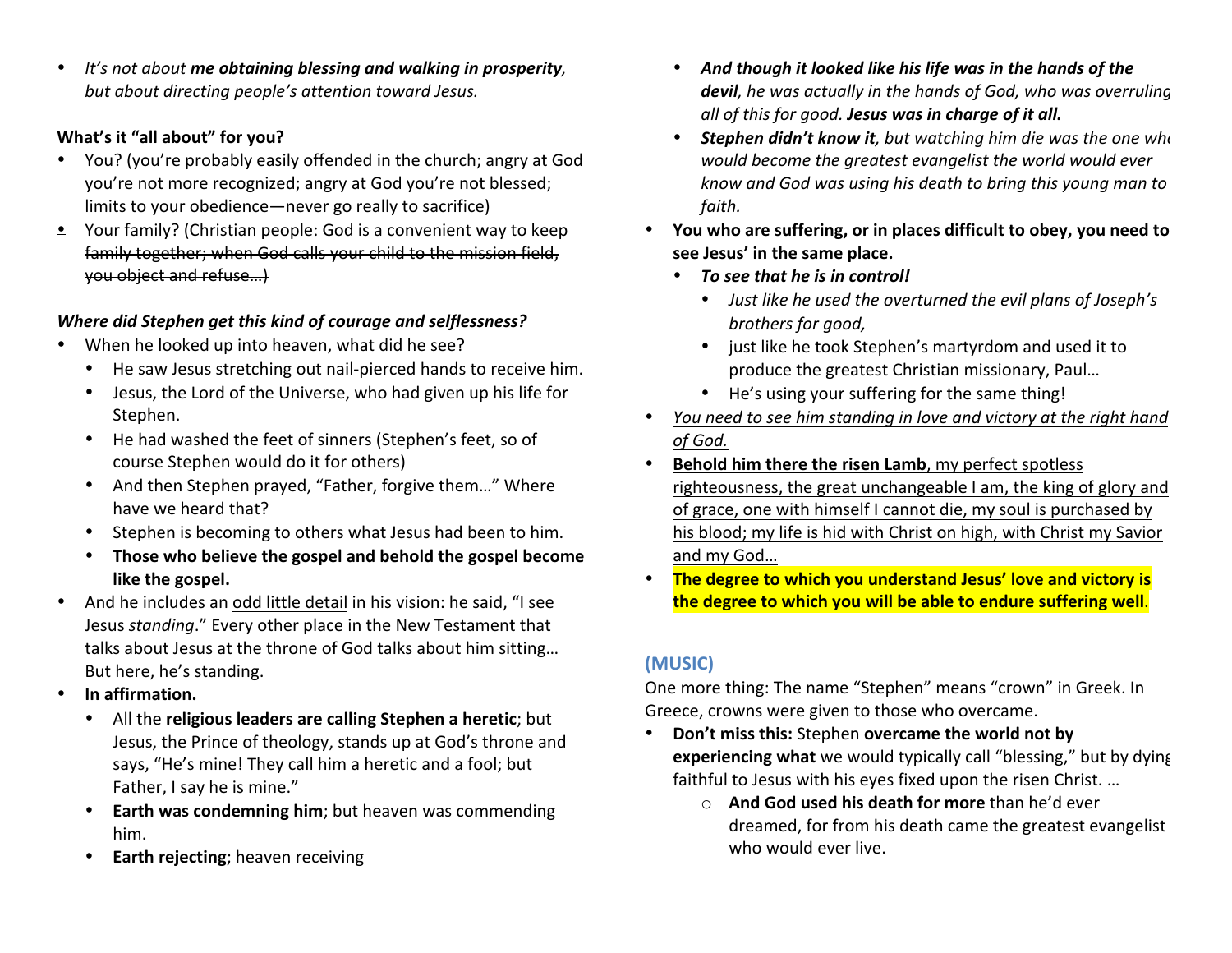- *It's not about **me obtaining blessing and walking in prosperity**, but about directing people's attention toward Jesus.*

**What's it "all about" for you?**

- You? (you're probably easily offended in the church; angry at God you're not more recognized; angry at God you're not blessed; limits to your obedience—never go really to sacrifice)
- ~~Your family? (Christian people: God is a convenient way to keep family together; when God calls your child to the mission field, you object and refuse…)~~

***Where did Stephen get this kind of courage and selflessness?***

- When he looked up into heaven, what did he see?
  - He saw Jesus stretching out nail-pierced hands to receive him.
  - Jesus, the Lord of the Universe, who had given up his life for Stephen.
  - He had washed the feet of sinners (Stephen's feet, so of course Stephen would do it for others)
  - And then Stephen prayed, "Father, forgive them…" Where have we heard that?
  - Stephen is becoming to others what Jesus had been to him.
  - **Those who believe the gospel and behold the gospel become like the gospel.**
- And he includes an <u>odd little detail</u> in his vision: he said, "I see Jesus *standing*." Every other place in the New Testament that talks about Jesus at the throne of God talks about him sitting… But here, he's standing.
- **In affirmation.**
  - All the **religious leaders are calling Stephen a heretic**; but Jesus, the Prince of theology, stands up at God's throne and says, "He's mine! They call him a heretic and a fool; but Father, I say he is mine."
  - **Earth was condemning him**; but heaven was commending him.
  - **Earth rejecting**; heaven receiving
  - ***And though it looked like his life was in the hands of the devil**, he was actually in the hands of God, who was overruling all of this for good. **Jesus was in charge of it all.***
  - ***Stephen didn't know it**, but watching him die was the one who would become the greatest evangelist the world would ever know and God was using his death to bring this young man to faith.*
- **You who are suffering, or in places difficult to obey, you need to see Jesus' in the same place.**
  - ***To see that he is in control!***
    - *Just like he used the overturned the evil plans of Joseph's brothers for good,*
    - just like he took Stephen's martyrdom and used it to produce the greatest Christian missionary, Paul…
    - He's using your suffering for the same thing!
- *<u>You need to see him standing in love and victory at the right hand of God.</u>*
- <u>**Behold him there the risen Lamb**, my perfect spotless righteousness, the great unchangeable I am, the king of glory and of grace, one with himself I cannot die, my soul is purchased by his blood; my life is hid with Christ on high, with Christ my Savior and my God…</u>
- **The degree to which you understand Jesus' love and victory is the degree to which you will be able to endure suffering well**.

**(MUSIC)**

One more thing: The name "Stephen" means "crown" in Greek. In Greece, crowns were given to those who overcame.

- **Don't miss this:** Stephen **overcame the world not by experiencing what** we would typically call "blessing," but by dying faithful to Jesus with his eyes fixed upon the risen Christ. …
  - **And God used his death for more** than he'd ever dreamed, for from his death came the greatest evangelist who would ever live.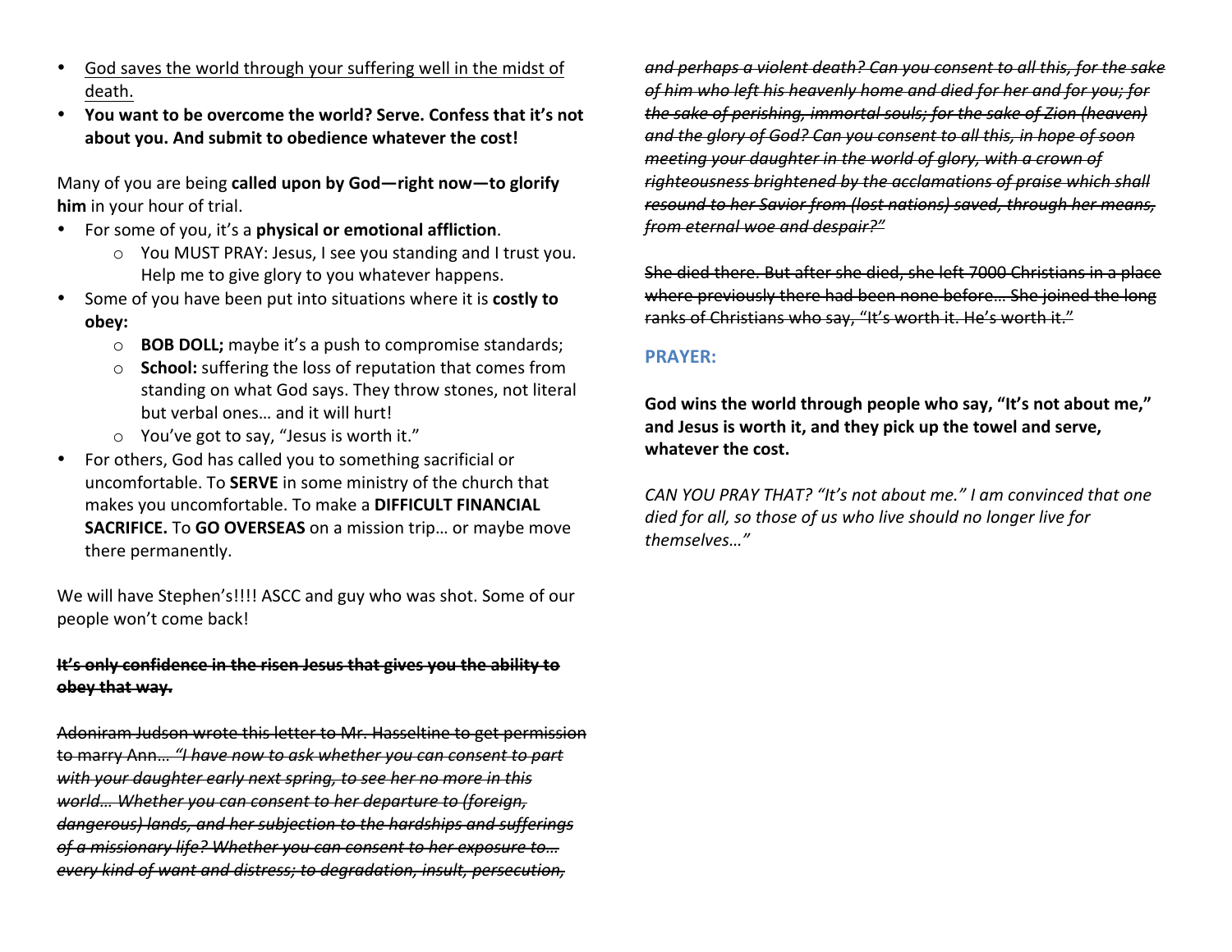- <u>God saves the world through your suffering well in the midst of death.</u>
- **You want to be overcome the world? Serve. Confess that it's not about you. And submit to obedience whatever the cost!**

Many of you are being **called upon by God—right now—to glorify him** in your hour of trial.

- For some of you, it's a **physical or emotional affliction**.
  - You MUST PRAY: Jesus, I see you standing and I trust you. Help me to give glory to you whatever happens.
- Some of you have been put into situations where it is **costly to obey:**
  - **BOB DOLL;** maybe it's a push to compromise standards;
  - **School:** suffering the loss of reputation that comes from standing on what God says. They throw stones, not literal but verbal ones… and it will hurt!
  - You've got to say, "Jesus is worth it."
- For others, God has called you to something sacrificial or uncomfortable. To **SERVE** in some ministry of the church that makes you uncomfortable. To make a **DIFFICULT FINANCIAL SACRIFICE.** To **GO OVERSEAS** on a mission trip… or maybe move there permanently.

We will have Stephen's!!!! ASCC and guy who was shot. Some of our people won't come back!

~~**<u>It's only confidence in the risen Jesus that gives you the ability to obey that way.</u>**~~

~~Adoniram Judson wrote this letter to Mr. Hasseltine to get permission to marry Ann… *"I have now to ask whether you can consent to part with your daughter early next spring, to see her no more in this world… Whether you can consent to her departure to (foreign, dangerous) lands, and her subjection to the hardships and sufferings of a missionary life? Whether you can consent to her exposure to… every kind of want and distress; to degradation, insult, persecution, and perhaps a violent death? Can you consent to all this, for the sake of him who left his heavenly home and died for her and for you; for the sake of perishing, immortal souls; for the sake of Zion (heaven) and the glory of God? Can you consent to all this, in hope of soon meeting your daughter in the world of glory, with a crown of righteousness brightened by the acclamations of praise which shall resound to her Savior from (lost nations) saved, through her means, from eternal woe and despair?"*~~

~~She died there. But after she died, she left 7000 Christians in a place where previously there had been none before… She joined the long ranks of Christians who say, "It's worth it. He's worth it."~~

### PRAYER:

**God wins the world through people who say, "It's not about me," and Jesus is worth it, and they pick up the towel and serve, whatever the cost.**

*CAN YOU PRAY THAT? "It's not about me." I am convinced that one died for all, so those of us who live should no longer live for themselves…"*